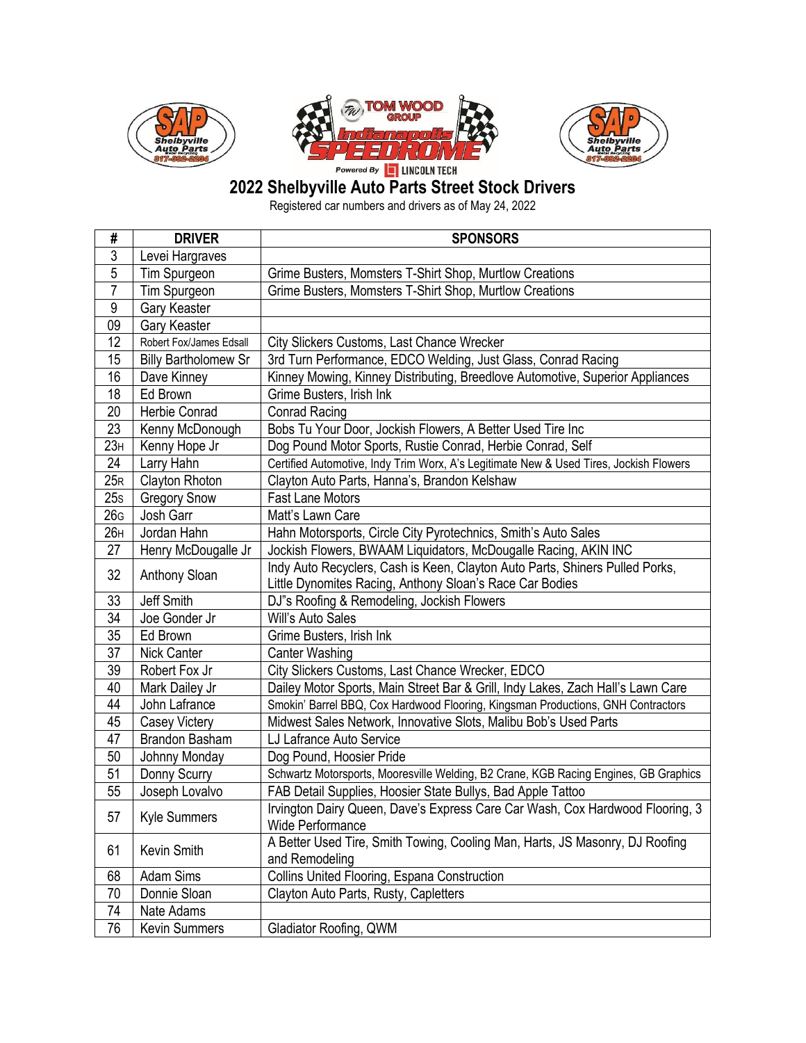## 2022 Shelbyville Auto Parts Street Stock Drivers

Registered car numbers and drivers as of May 24, 2022

| # | DRIVER | SPONSORS |
|---|---|---|
| 3 | Levei Hargraves | |
| 5 | Tim Spurgeon | Grime Busters, Momsters T-Shirt Shop, Murtlow Creations |
| 7 | Tim Spurgeon | Grime Busters, Momsters T-Shirt Shop, Murtlow Creations |
| 9 | Gary Keaster | |
| 09 | Gary Keaster | |
| 12 | Robert Fox/James Edsall | City Slickers Customs, Last Chance Wrecker |
| 15 | Billy Bartholomew Sr | 3rd Turn Performance, EDCO Welding, Just Glass, Conrad Racing |
| 16 | Dave Kinney | Kinney Mowing, Kinney Distributing, Breedlove Automotive, Superior Appliances |
| 18 | Ed Brown | Grime Busters, Irish Ink |
| 20 | Herbie Conrad | Conrad Racing |
| 23 | Kenny McDonough | Bobs Tu Your Door, Jockish Flowers, A Better Used Tire Inc |
| 23H | Kenny Hope Jr | Dog Pound Motor Sports, Rustie Conrad, Herbie Conrad, Self |
| 24 | Larry Hahn | Certified Automotive, Indy Trim Worx, A's Legitimate New & Used Tires, Jockish Flowers |
| 25R | Clayton Rhoton | Clayton Auto Parts, Hanna's, Brandon Kelshaw |
| 25S | Gregory Snow | Fast Lane Motors |
| 26G | Josh Garr | Matt's Lawn Care |
| 26H | Jordan Hahn | Hahn Motorsports, Circle City Pyrotechnics, Smith's Auto Sales |
| 27 | Henry McDougalle Jr | Jockish Flowers, BWAAM Liquidators, McDougalle Racing, AKIN INC |
| 32 | Anthony Sloan | Indy Auto Recyclers, Cash is Keen, Clayton Auto Parts, Shiners Pulled Porks, Little Dynomites Racing, Anthony Sloan's Race Car Bodies |
| 33 | Jeff Smith | DJ"s Roofing & Remodeling, Jockish Flowers |
| 34 | Joe Gonder Jr | Will's Auto Sales |
| 35 | Ed Brown | Grime Busters, Irish Ink |
| 37 | Nick Canter | Canter Washing |
| 39 | Robert Fox Jr | City Slickers Customs, Last Chance Wrecker, EDCO |
| 40 | Mark Dailey Jr | Dailey Motor Sports, Main Street Bar & Grill, Indy Lakes, Zach Hall's Lawn Care |
| 44 | John Lafrance | Smokin' Barrel BBQ, Cox Hardwood Flooring, Kingsman Productions, GNH Contractors |
| 45 | Casey Victery | Midwest Sales Network, Innovative Slots, Malibu Bob's Used Parts |
| 47 | Brandon Basham | LJ Lafrance Auto Service |
| 50 | Johnny Monday | Dog Pound, Hoosier Pride |
| 51 | Donny Scurry | Schwartz Motorsports, Mooresville Welding, B2 Crane, KGB Racing Engines, GB Graphics |
| 55 | Joseph Lovalvo | FAB Detail Supplies, Hoosier State Bullys, Bad Apple Tattoo |
| 57 | Kyle Summers | Irvington Dairy Queen, Dave's Express Care Car Wash, Cox Hardwood Flooring, 3 Wide Performance |
| 61 | Kevin Smith | A Better Used Tire, Smith Towing, Cooling Man, Harts, JS Masonry, DJ Roofing and Remodeling |
| 68 | Adam Sims | Collins United Flooring, Espana Construction |
| 70 | Donnie Sloan | Clayton Auto Parts, Rusty, Capletters |
| 74 | Nate Adams | |
| 76 | Kevin Summers | Gladiator Roofing, QWM |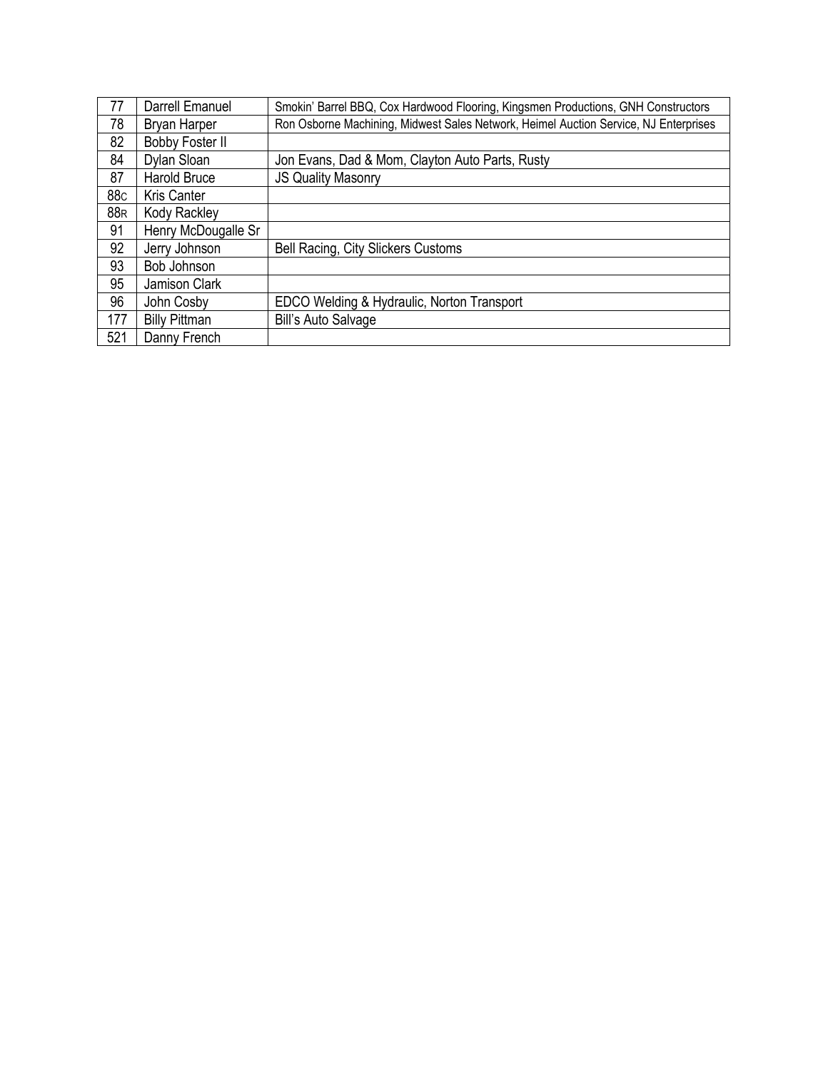| | | |
|---|---|---|
| 77 | Darrell Emanuel | Smokin' Barrel BBQ, Cox Hardwood Flooring, Kingsmen Productions, GNH Constructors |
| 78 | Bryan Harper | Ron Osborne Machining, Midwest Sales Network, Heimel Auction Service, NJ Enterprises |
| 82 | Bobby Foster II | |
| 84 | Dylan Sloan | Jon Evans, Dad & Mom, Clayton Auto Parts, Rusty |
| 87 | Harold Bruce | JS Quality Masonry |
| 88C | Kris Canter | |
| 88R | Kody Rackley | |
| 91 | Henry McDougalle Sr | |
| 92 | Jerry Johnson | Bell Racing, City Slickers Customs |
| 93 | Bob Johnson | |
| 95 | Jamison Clark | |
| 96 | John Cosby | EDCO Welding & Hydraulic, Norton Transport |
| 177 | Billy Pittman | Bill's Auto Salvage |
| 521 | Danny French | |